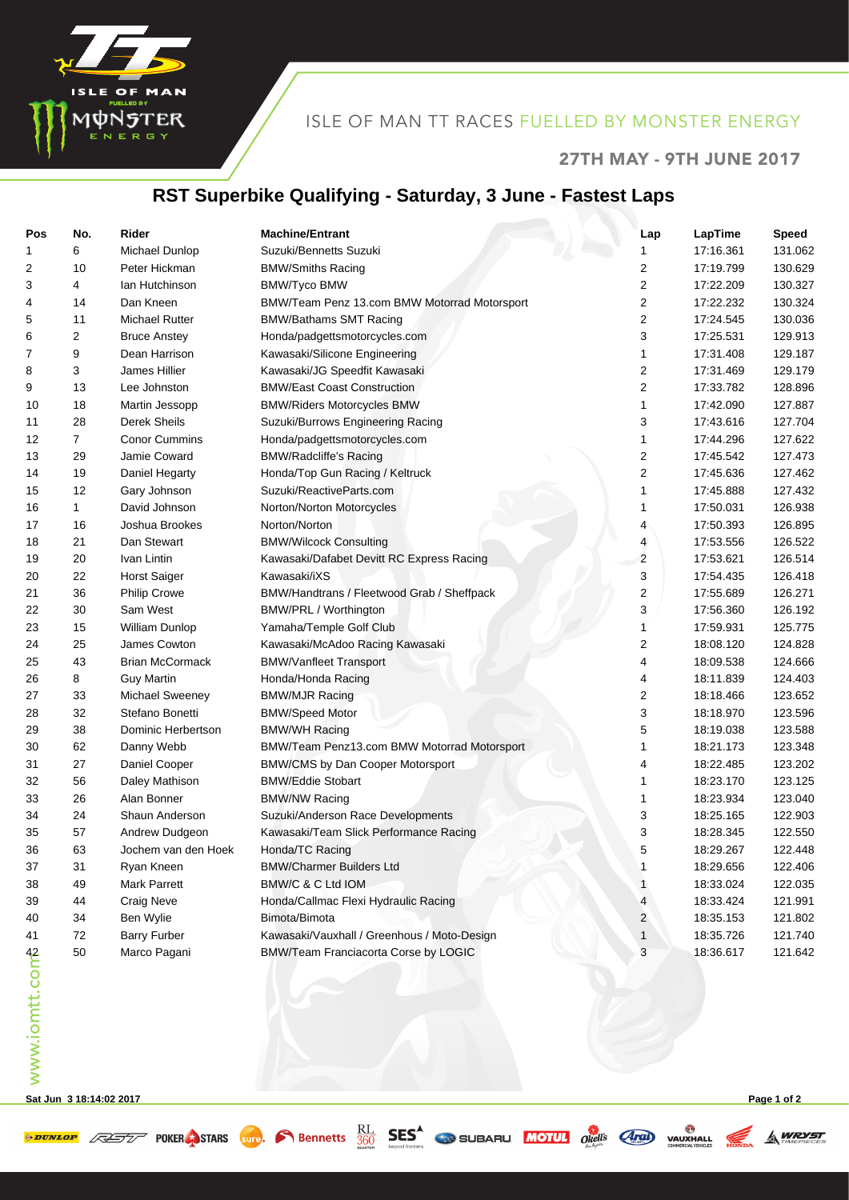ISLE OF MAN TT RACES FUELLED BY MONSTER ENERGY

27TH MAY - 9TH JUNE 2017

# RST Superbike Qualifying - Saturday, 3 June - Fastest Laps

| Pos | No. | Rider | Machine/Entrant | Lap | LapTime | Speed |
|---|---|---|---|---|---|---|
| 1 | 6 | Michael Dunlop | Suzuki/Bennetts Suzuki | 1 | 17:16.361 | 131.062 |
| 2 | 10 | Peter Hickman | BMW/Smiths Racing | 2 | 17:19.799 | 130.629 |
| 3 | 4 | Ian Hutchinson | BMW/Tyco BMW | 2 | 17:22.209 | 130.327 |
| 4 | 14 | Dan Kneen | BMW/Team Penz 13.com BMW Motorrad Motorsport | 2 | 17:22.232 | 130.324 |
| 5 | 11 | Michael Rutter | BMW/Bathams SMT Racing | 2 | 17:24.545 | 130.036 |
| 6 | 2 | Bruce Anstey | Honda/padgettsmotorcycles.com | 3 | 17:25.531 | 129.913 |
| 7 | 9 | Dean Harrison | Kawasaki/Silicone Engineering | 1 | 17:31.408 | 129.187 |
| 8 | 3 | James Hillier | Kawasaki/JG Speedfit Kawasaki | 2 | 17:31.469 | 129.179 |
| 9 | 13 | Lee Johnston | BMW/East Coast Construction | 2 | 17:33.782 | 128.896 |
| 10 | 18 | Martin Jessopp | BMW/Riders Motorcycles BMW | 1 | 17:42.090 | 127.887 |
| 11 | 28 | Derek Sheils | Suzuki/Burrows Engineering Racing | 3 | 17:43.616 | 127.704 |
| 12 | 7 | Conor Cummins | Honda/padgettsmotorcycles.com | 1 | 17:44.296 | 127.622 |
| 13 | 29 | Jamie Coward | BMW/Radcliffe's Racing | 2 | 17:45.542 | 127.473 |
| 14 | 19 | Daniel Hegarty | Honda/Top Gun Racing / Keltruck | 2 | 17:45.636 | 127.462 |
| 15 | 12 | Gary Johnson | Suzuki/ReactiveParts.com | 1 | 17:45.888 | 127.432 |
| 16 | 1 | David Johnson | Norton/Norton Motorcycles | 1 | 17:50.031 | 126.938 |
| 17 | 16 | Joshua Brookes | Norton/Norton | 4 | 17:50.393 | 126.895 |
| 18 | 21 | Dan Stewart | BMW/Wilcock Consulting | 4 | 17:53.556 | 126.522 |
| 19 | 20 | Ivan Lintin | Kawasaki/Dafabet Devitt RC Express Racing | 2 | 17:53.621 | 126.514 |
| 20 | 22 | Horst Saiger | Kawasaki/iXS | 3 | 17:54.435 | 126.418 |
| 21 | 36 | Philip Crowe | BMW/Handtrans / Fleetwood Grab / Sheffpack | 2 | 17:55.689 | 126.271 |
| 22 | 30 | Sam West | BMW/PRL / Worthington | 3 | 17:56.360 | 126.192 |
| 23 | 15 | William Dunlop | Yamaha/Temple Golf Club | 1 | 17:59.931 | 125.775 |
| 24 | 25 | James Cowton | Kawasaki/McAdoo Racing Kawasaki | 2 | 18:08.120 | 124.828 |
| 25 | 43 | Brian McCormack | BMW/Vanfleet Transport | 4 | 18:09.538 | 124.666 |
| 26 | 8 | Guy Martin | Honda/Honda Racing | 4 | 18:11.839 | 124.403 |
| 27 | 33 | Michael Sweeney | BMW/MJR Racing | 2 | 18:18.466 | 123.652 |
| 28 | 32 | Stefano Bonetti | BMW/Speed Motor | 3 | 18:18.970 | 123.596 |
| 29 | 38 | Dominic Herbertson | BMW/WH Racing | 5 | 18:19.038 | 123.588 |
| 30 | 62 | Danny Webb | BMW/Team Penz13.com BMW Motorrad Motorsport | 1 | 18:21.173 | 123.348 |
| 31 | 27 | Daniel Cooper | BMW/CMS by Dan Cooper Motorsport | 4 | 18:22.485 | 123.202 |
| 32 | 56 | Daley Mathison | BMW/Eddie Stobart | 1 | 18:23.170 | 123.125 |
| 33 | 26 | Alan Bonner | BMW/NW Racing | 1 | 18:23.934 | 123.040 |
| 34 | 24 | Shaun Anderson | Suzuki/Anderson Race Developments | 3 | 18:25.165 | 122.903 |
| 35 | 57 | Andrew Dudgeon | Kawasaki/Team Slick Performance Racing | 3 | 18:28.345 | 122.550 |
| 36 | 63 | Jochem van den Hoek | Honda/TC Racing | 5 | 18:29.267 | 122.448 |
| 37 | 31 | Ryan Kneen | BMW/Charmer Builders Ltd | 1 | 18:29.656 | 122.406 |
| 38 | 49 | Mark Parrett | BMW/C & C Ltd IOM | 1 | 18:33.024 | 122.035 |
| 39 | 44 | Craig Neve | Honda/Callmac Flexi Hydraulic Racing | 4 | 18:33.424 | 121.991 |
| 40 | 34 | Ben Wylie | Bimota/Bimota | 2 | 18:35.153 | 121.802 |
| 41 | 72 | Barry Furber | Kawasaki/Vauxhall / Greenhous / Moto-Design | 1 | 18:35.726 | 121.740 |
| 42 | 50 | Marco Pagani | BMW/Team Franciacorta Corse by LOGIC | 3 | 18:36.617 | 121.642 |

www.iomtt.com

Sat Jun 3 18:14:02 2017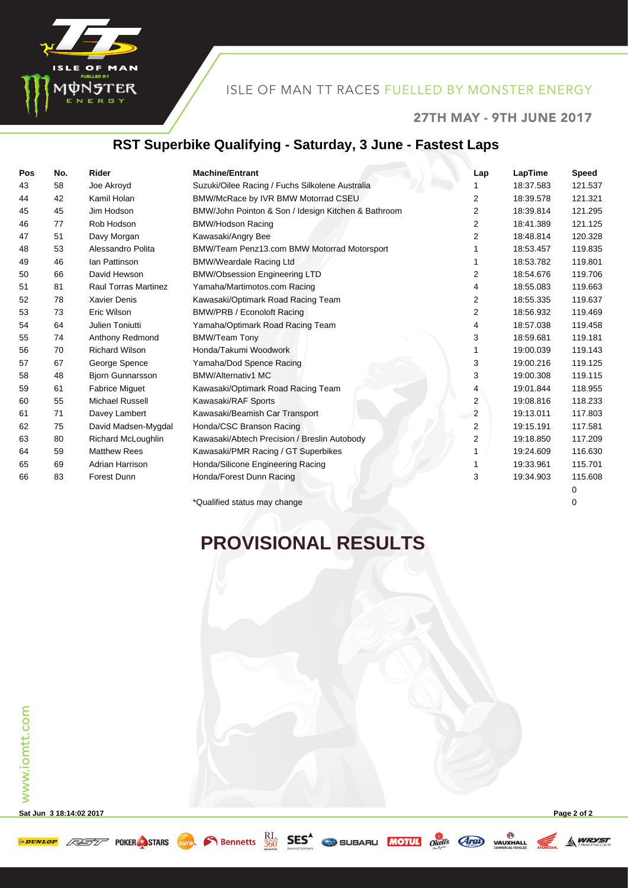## RST Superbike Qualifying - Saturday, 3 June - Fastest Laps

| Pos | No. | Rider | Machine/Entrant | Lap | LapTime | Speed |
|---|---|---|---|---|---|---|
| 43 | 58 | Joe Akroyd | Suzuki/Oilee Racing / Fuchs Silkolene Australia | 1 | 18:37.583 | 121.537 |
| 44 | 42 | Kamil Holan | BMW/McRace by IVR BMW Motorrad CSEU | 2 | 18:39.578 | 121.321 |
| 45 | 45 | Jim Hodson | BMW/John Pointon & Son / Idesign Kitchen & Bathroom | 2 | 18:39.814 | 121.295 |
| 46 | 77 | Rob Hodson | BMW/Hodson Racing | 2 | 18:41.389 | 121.125 |
| 47 | 51 | Davy Morgan | Kawasaki/Angry Bee | 2 | 18:48.814 | 120.328 |
| 48 | 53 | Alessandro Polita | BMW/Team Penz13.com BMW Motorrad Motorsport | 1 | 18:53.457 | 119.835 |
| 49 | 46 | Ian Pattinson | BMW/Weardale Racing Ltd | 1 | 18:53.782 | 119.801 |
| 50 | 66 | David Hewson | BMW/Obsession Engineering LTD | 2 | 18:54.676 | 119.706 |
| 51 | 81 | Raul Torras Martinez | Yamaha/Martimotos.com Racing | 4 | 18:55.083 | 119.663 |
| 52 | 78 | Xavier Denis | Kawasaki/Optimark Road Racing Team | 2 | 18:55.335 | 119.637 |
| 53 | 73 | Eric Wilson | BMW/PRB / Econoloft Racing | 2 | 18:56.932 | 119.469 |
| 54 | 64 | Julien Toniutti | Yamaha/Optimark Road Racing Team | 4 | 18:57.038 | 119.458 |
| 55 | 74 | Anthony Redmond | BMW/Team Tony | 3 | 18:59.681 | 119.181 |
| 56 | 70 | Richard Wilson | Honda/Takumi Woodwork | 1 | 19:00.039 | 119.143 |
| 57 | 67 | George Spence | Yamaha/Dod Spence Racing | 3 | 19:00.216 | 119.125 |
| 58 | 48 | Bjorn Gunnarsson | BMW/Alternativ1 MC | 3 | 19:00.308 | 119.115 |
| 59 | 61 | Fabrice Miguet | Kawasaki/Optimark Road Racing Team | 4 | 19:01.844 | 118.955 |
| 60 | 55 | Michael Russell | Kawasaki/RAF Sports | 2 | 19:08.816 | 118.233 |
| 61 | 71 | Davey Lambert | Kawasaki/Beamish Car Transport | 2 | 19:13.011 | 117.803 |
| 62 | 75 | David Madsen-Mygdal | Honda/CSC Branson Racing | 2 | 19:15.191 | 117.581 |
| 63 | 80 | Richard McLoughlin | Kawasaki/Abtech Precision / Breslin Autobody | 2 | 19:18.850 | 117.209 |
| 64 | 59 | Matthew Rees | Kawasaki/PMR Racing / GT Superbikes | 1 | 19:24.609 | 116.630 |
| 65 | 69 | Adrian Harrison | Honda/Silicone Engineering Racing | 1 | 19:33.961 | 115.701 |
| 66 | 83 | Forest Dunn | Honda/Forest Dunn Racing | 3 | 19:34.903 | 115.608 |
| | | | | | | 0 |
| | | | *Qualified status may change | | | 0 |

# PROVISIONAL RESULTS

Sat Jun 3 18:14:02 2017